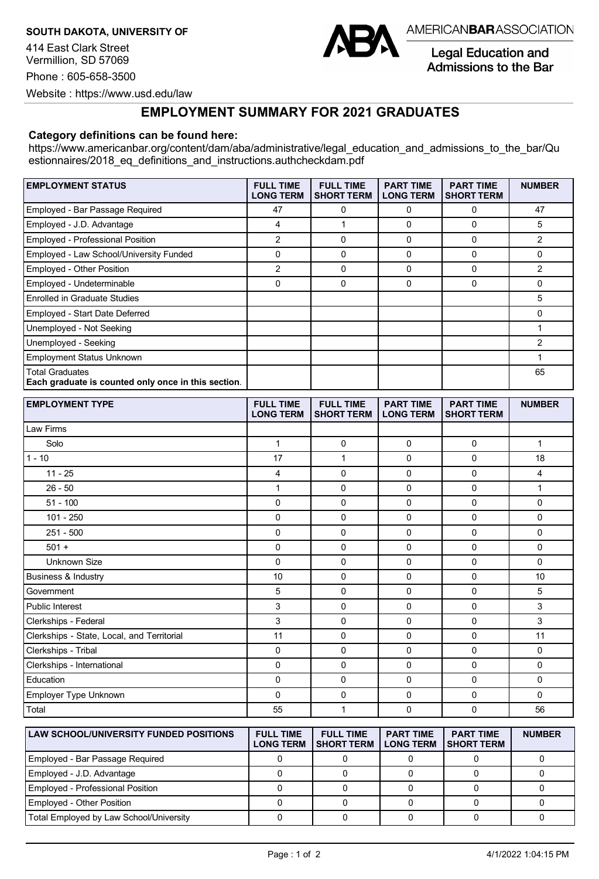**SOUTH DAKOTA, UNIVERSITY OF**

414 East Clark Street
Vermillion, SD 57069

Phone : 605-658-3500

Website : https://www.usd.edu/law

AMERICANBARASSOCIATION
Legal Education and Admissions to the Bar

# EMPLOYMENT SUMMARY FOR 2021 GRADUATES

**Category definitions can be found here:**
https://www.americanbar.org/content/dam/aba/administrative/legal_education_and_admissions_to_the_bar/Questionnaires/2018_eq_definitions_and_instructions.authcheckdam.pdf

| EMPLOYMENT STATUS | FULL TIME LONG TERM | FULL TIME SHORT TERM | PART TIME LONG TERM | PART TIME SHORT TERM | NUMBER |
|---|---|---|---|---|---|
| Employed - Bar Passage Required | 47 | 0 | 0 | 0 | 47 |
| Employed - J.D. Advantage | 4 | 1 | 0 | 0 | 5 |
| Employed - Professional Position | 2 | 0 | 0 | 0 | 2 |
| Employed - Law School/University Funded | 0 | 0 | 0 | 0 | 0 |
| Employed - Other Position | 2 | 0 | 0 | 0 | 2 |
| Employed - Undeterminable | 0 | 0 | 0 | 0 | 0 |
| Enrolled in Graduate Studies | | | | | 5 |
| Employed - Start Date Deferred | | | | | 0 |
| Unemployed - Not Seeking | | | | | 1 |
| Unemployed - Seeking | | | | | 2 |
| Employment Status Unknown | | | | | 1 |
| Total Graduates<br>**Each graduate is counted only once in this section**. | | | | | 65 |

| EMPLOYMENT TYPE | FULL TIME LONG TERM | FULL TIME SHORT TERM | PART TIME LONG TERM | PART TIME SHORT TERM | NUMBER |
|---|---|---|---|---|---|
| Law Firms | | | | | |
| Solo | 1 | 0 | 0 | 0 | 1 |
| 1 - 10 | 17 | 1 | 0 | 0 | 18 |
| 11 - 25 | 4 | 0 | 0 | 0 | 4 |
| 26 - 50 | 1 | 0 | 0 | 0 | 1 |
| 51 - 100 | 0 | 0 | 0 | 0 | 0 |
| 101 - 250 | 0 | 0 | 0 | 0 | 0 |
| 251 - 500 | 0 | 0 | 0 | 0 | 0 |
| 501 + | 0 | 0 | 0 | 0 | 0 |
| Unknown Size | 0 | 0 | 0 | 0 | 0 |
| Business & Industry | 10 | 0 | 0 | 0 | 10 |
| Government | 5 | 0 | 0 | 0 | 5 |
| Public Interest | 3 | 0 | 0 | 0 | 3 |
| Clerkships - Federal | 3 | 0 | 0 | 0 | 3 |
| Clerkships - State, Local, and Territorial | 11 | 0 | 0 | 0 | 11 |
| Clerkships - Tribal | 0 | 0 | 0 | 0 | 0 |
| Clerkships - International | 0 | 0 | 0 | 0 | 0 |
| Education | 0 | 0 | 0 | 0 | 0 |
| Employer Type Unknown | 0 | 0 | 0 | 0 | 0 |
| Total | 55 | 1 | 0 | 0 | 56 |

| LAW SCHOOL/UNIVERSITY FUNDED POSITIONS | FULL TIME LONG TERM | FULL TIME SHORT TERM | PART TIME LONG TERM | PART TIME SHORT TERM | NUMBER |
|---|---|---|---|---|---|
| Employed - Bar Passage Required | 0 | 0 | 0 | 0 | 0 |
| Employed - J.D. Advantage | 0 | 0 | 0 | 0 | 0 |
| Employed - Professional Position | 0 | 0 | 0 | 0 | 0 |
| Employed - Other Position | 0 | 0 | 0 | 0 | 0 |
| Total Employed by Law School/University | 0 | 0 | 0 | 0 | 0 |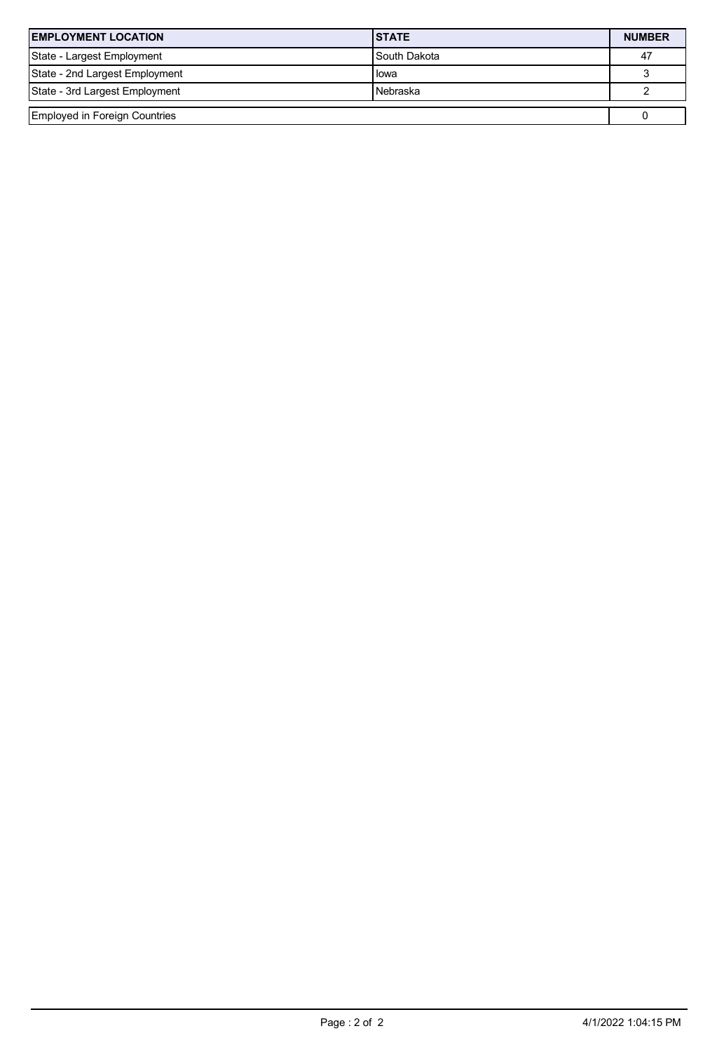| EMPLOYMENT LOCATION | STATE | NUMBER |
| --- | --- | --- |
| State - Largest Employment | South Dakota | 47 |
| State - 2nd Largest Employment | Iowa | 3 |
| State - 3rd Largest Employment | Nebraska | 2 |
| Employed in Foreign Countries | | 0 |

4/1/2022 1:04:15 PM